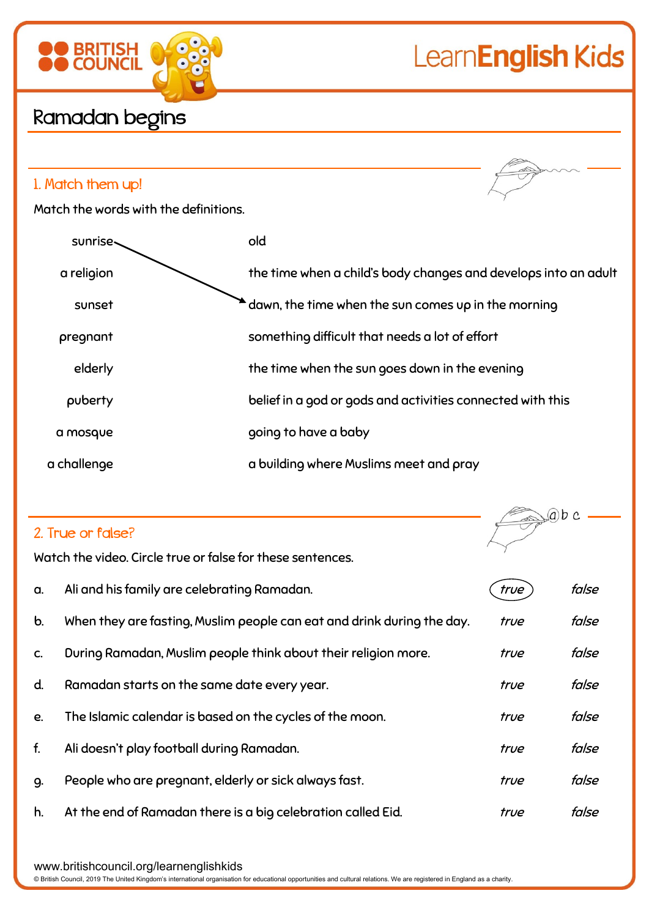# Ramadan begins

## 1. Match them up!

Match the words with the definitions.

| | |
|---|---|
| sunrise | old |
| a religion | the time when a child's body changes and develops into an adult |
| sunset | dawn, the time when the sun comes up in the morning |
| pregnant | something difficult that needs a lot of effort |
| elderly | the time when the sun goes down in the evening |
| puberty | belief in a god or gods and activities connected with this |
| a mosque | going to have a baby |
| a challenge | a building where Muslims meet and pray |

## 2. True or false?

Watch the video. Circle true or false for these sentences.

| | | | |
|---|---|---|---|
| a. | Ali and his family are celebrating Ramadan. | (*true*) | *false* |
| b. | When they are fasting, Muslim people can eat and drink during the day. | *true* | *false* |
| c. | During Ramadan, Muslim people think about their religion more. | *true* | *false* |
| d. | Ramadan starts on the same date every year. | *true* | *false* |
| e. | The Islamic calendar is based on the cycles of the moon. | *true* | *false* |
| f. | Ali doesn't play football during Ramadan. | *true* | *false* |
| g. | People who are pregnant, elderly or sick always fast. | *true* | *false* |
| h. | At the end of Ramadan there is a big celebration called Eid. | *true* | *false* |

www.britishcouncil.org/learnenglishkids

© British Council, 2019 The United Kingdom's international organisation for educational opportunities and cultural relations. We are registered in England as a charity.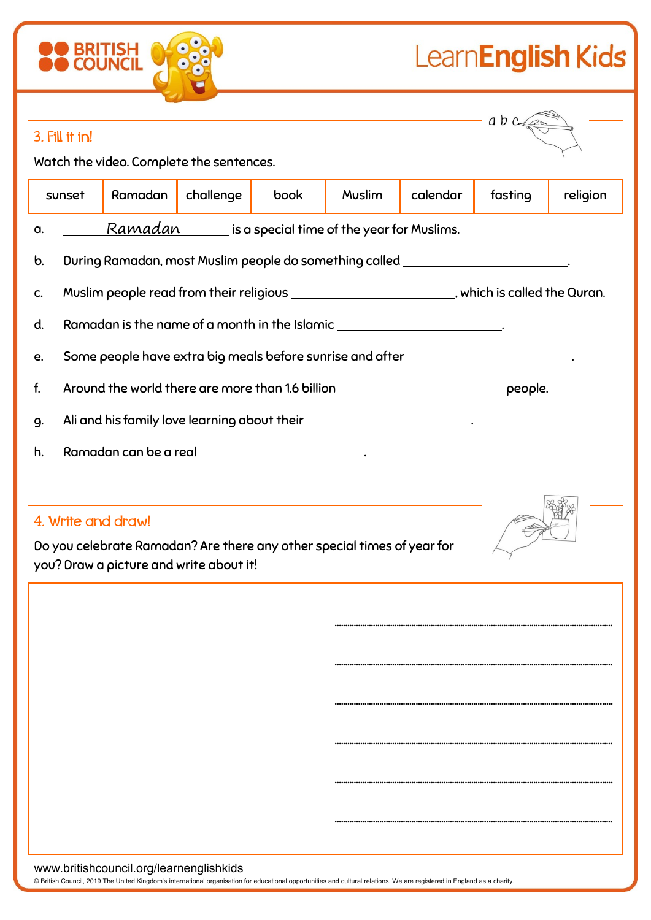## 3. Fill it in!

Watch the video. Complete the sentences.

| | | | | | | | |
|---|---|---|---|---|---|---|---|
| sunset | ~~Ramadan~~ | challenge | book | Muslim | calendar | fasting | religion |

a. ____Ramadan____ is a special time of the year for Muslims.

b. During Ramadan, most Muslim people do something called ________________________.

c. Muslim people read from their religious ________________________, which is called the Quran.

d. Ramadan is the name of a month in the Islamic ________________________.

e. Some people have extra big meals before sunrise and after ________________________.

f. Around the world there are more than 1.6 billion ________________________ people.

g. Ali and his family love learning about their ________________________.

h. Ramadan can be a real ________________________.

## 4. Write and draw!

Do you celebrate Ramadan? Are there any other special times of year for you? Draw a picture and write about it!

www.britishcouncil.org/learnenglishkids

© British Council, 2019 The United Kingdom's international organisation for educational opportunities and cultural relations. We are registered in England as a charity.